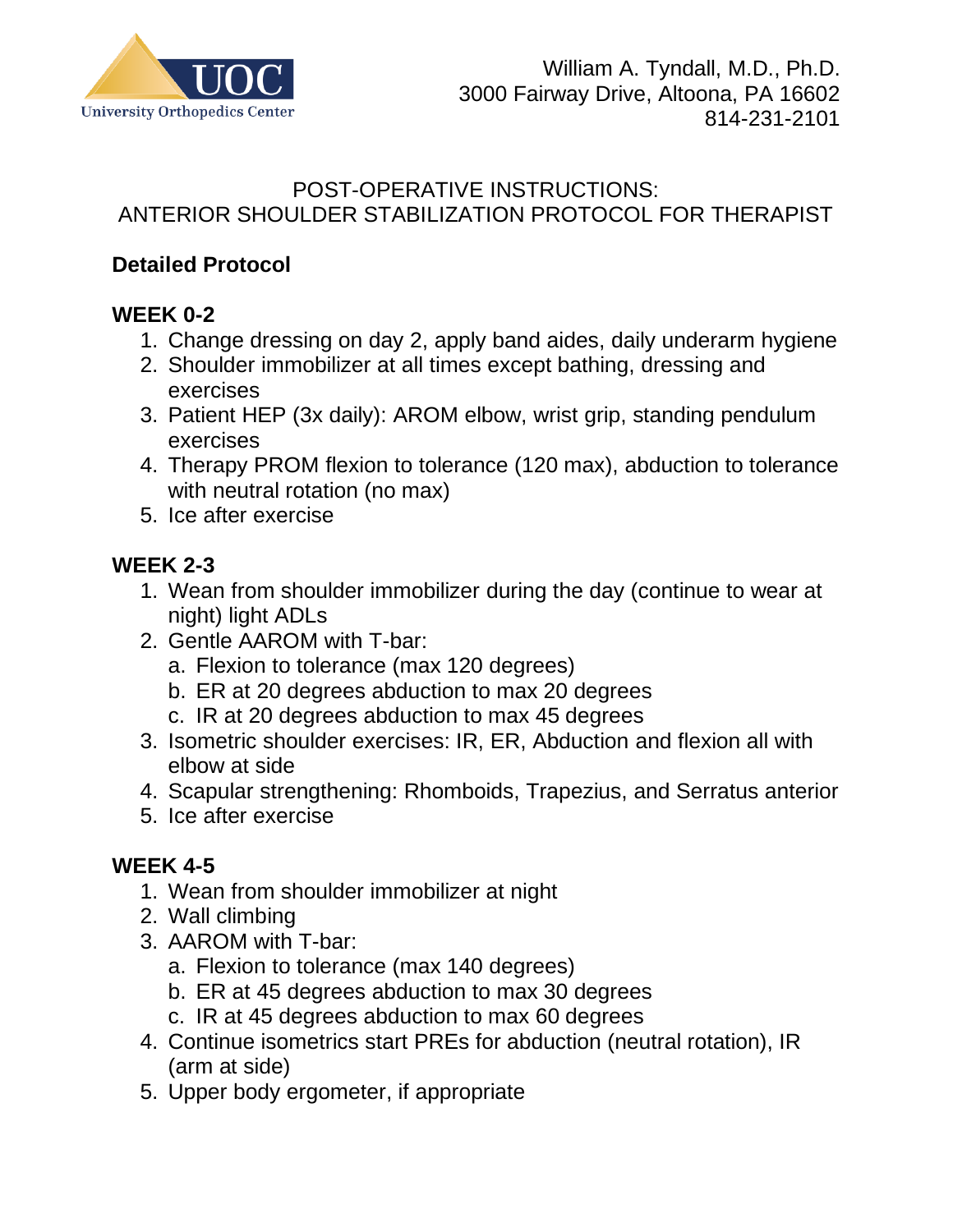UOC
University Orthopedics Center

William A. Tyndall, M.D., Ph.D.
3000 Fairway Drive, Altoona, PA 16602
814-231-2101

# POST-OPERATIVE INSTRUCTIONS: ANTERIOR SHOULDER STABILIZATION PROTOCOL FOR THERAPIST

## Detailed Protocol

### WEEK 0-2

1. Change dressing on day 2, apply band aides, daily underarm hygiene
2. Shoulder immobilizer at all times except bathing, dressing and exercises
3. Patient HEP (3x daily): AROM elbow, wrist grip, standing pendulum exercises
4. Therapy PROM flexion to tolerance (120 max), abduction to tolerance with neutral rotation (no max)
5. Ice after exercise

### WEEK 2-3

1. Wean from shoulder immobilizer during the day (continue to wear at night) light ADLs
2. Gentle AAROM with T-bar:
   a. Flexion to tolerance (max 120 degrees)
   b. ER at 20 degrees abduction to max 20 degrees
   c. IR at 20 degrees abduction to max 45 degrees
3. Isometric shoulder exercises: IR, ER, Abduction and flexion all with elbow at side
4. Scapular strengthening: Rhomboids, Trapezius, and Serratus anterior
5. Ice after exercise

### WEEK 4-5

1. Wean from shoulder immobilizer at night
2. Wall climbing
3. AAROM with T-bar:
   a. Flexion to tolerance (max 140 degrees)
   b. ER at 45 degrees abduction to max 30 degrees
   c. IR at 45 degrees abduction to max 60 degrees
4. Continue isometrics start PREs for abduction (neutral rotation), IR (arm at side)
5. Upper body ergometer, if appropriate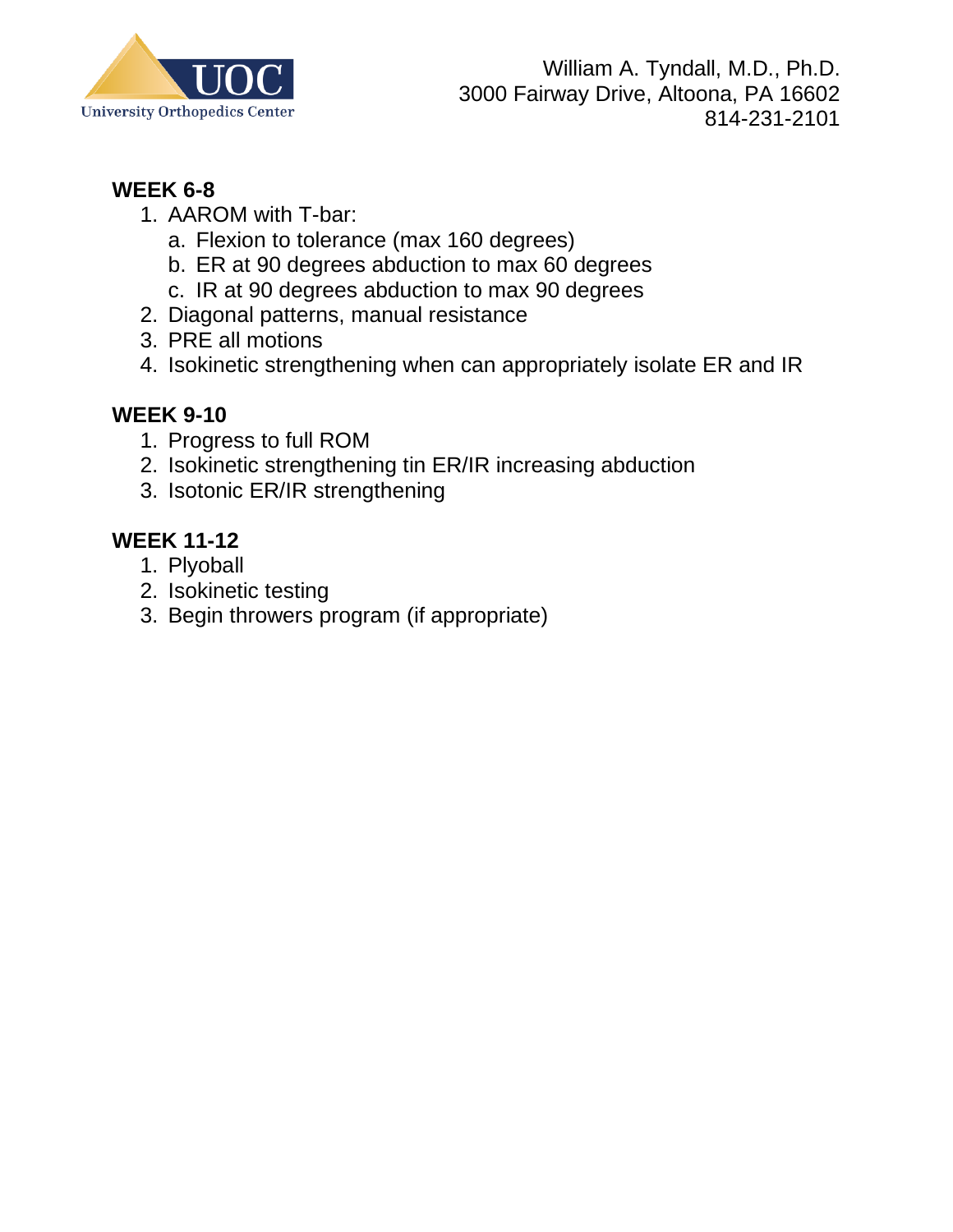**WEEK 6-8**

1. AAROM with T-bar:
   a. Flexion to tolerance (max 160 degrees)
   b. ER at 90 degrees abduction to max 60 degrees
   c. IR at 90 degrees abduction to max 90 degrees
2. Diagonal patterns, manual resistance
3. PRE all motions
4. Isokinetic strengthening when can appropriately isolate ER and IR

**WEEK 9-10**

1. Progress to full ROM
2. Isokinetic strengthening tin ER/IR increasing abduction
3. Isotonic ER/IR strengthening

**WEEK 11-12**

1. Plyoball
2. Isokinetic testing
3. Begin throwers program (if appropriate)